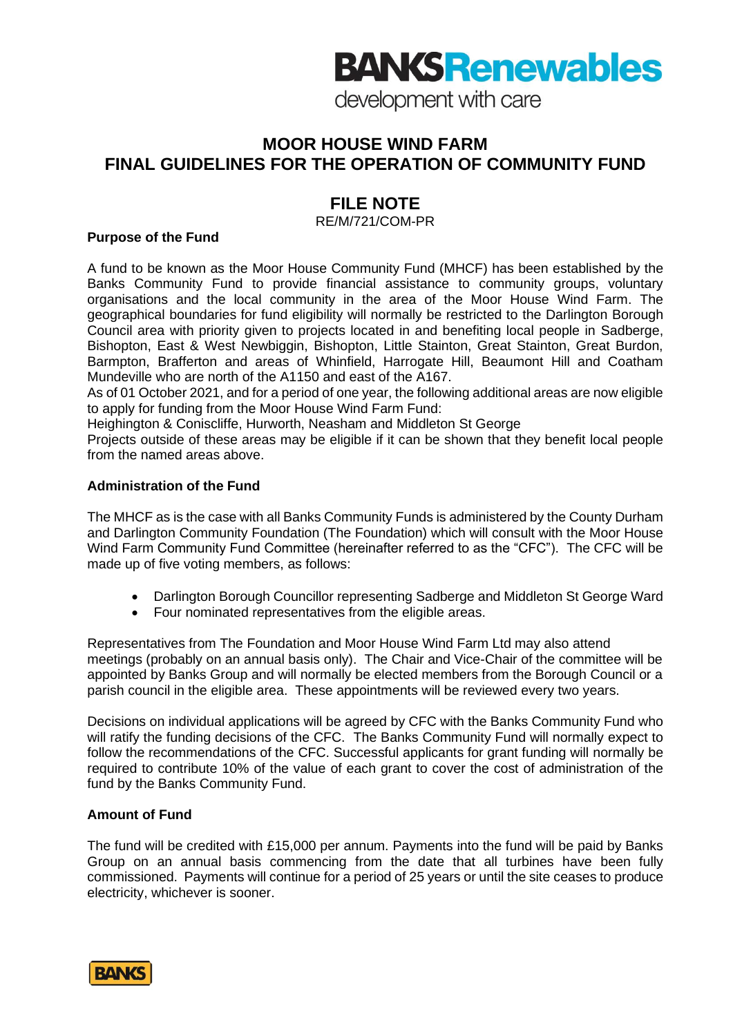**BANKSRenewables**
development with care

# MOOR HOUSE WIND FARM
# FINAL GUIDELINES FOR THE OPERATION OF COMMUNITY FUND

## FILE NOTE

RE/M/721/COM-PR

**Purpose of the Fund**

A fund to be known as the Moor House Community Fund (MHCF) has been established by the Banks Community Fund to provide financial assistance to community groups, voluntary organisations and the local community in the area of the Moor House Wind Farm. The geographical boundaries for fund eligibility will normally be restricted to the Darlington Borough Council area with priority given to projects located in and benefiting local people in Sadberge, Bishopton, East & West Newbiggin, Bishopton, Little Stainton, Great Stainton, Great Burdon, Barmpton, Brafferton and areas of Whinfield, Harrogate Hill, Beaumont Hill and Coatham Mundeville who are north of the A1150 and east of the A167.
As of 01 October 2021, and for a period of one year, the following additional areas are now eligible to apply for funding from the Moor House Wind Farm Fund:
Heighington & Coniscliffe, Hurworth, Neasham and Middleton St George
Projects outside of these areas may be eligible if it can be shown that they benefit local people from the named areas above.

**Administration of the Fund**

The MHCF as is the case with all Banks Community Funds is administered by the County Durham and Darlington Community Foundation (The Foundation) which will consult with the Moor House Wind Farm Community Fund Committee (hereinafter referred to as the "CFC"). The CFC will be made up of five voting members, as follows:

- Darlington Borough Councillor representing Sadberge and Middleton St George Ward
- Four nominated representatives from the eligible areas.

Representatives from The Foundation and Moor House Wind Farm Ltd may also attend meetings (probably on an annual basis only). The Chair and Vice-Chair of the committee will be appointed by Banks Group and will normally be elected members from the Borough Council or a parish council in the eligible area. These appointments will be reviewed every two years.

Decisions on individual applications will be agreed by CFC with the Banks Community Fund who will ratify the funding decisions of the CFC. The Banks Community Fund will normally expect to follow the recommendations of the CFC. Successful applicants for grant funding will normally be required to contribute 10% of the value of each grant to cover the cost of administration of the fund by the Banks Community Fund.

**Amount of Fund**

The fund will be credited with £15,000 per annum. Payments into the fund will be paid by Banks Group on an annual basis commencing from the date that all turbines have been fully commissioned. Payments will continue for a period of 25 years or until the site ceases to produce electricity, whichever is sooner.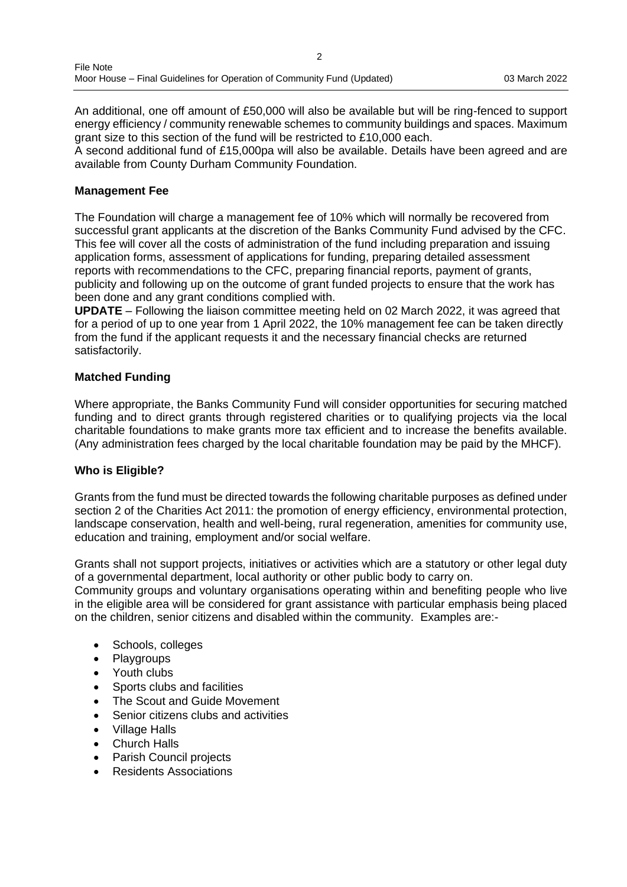An additional, one off amount of £50,000 will also be available but will be ring-fenced to support energy efficiency / community renewable schemes to community buildings and spaces. Maximum grant size to this section of the fund will be restricted to £10,000 each.

A second additional fund of £15,000pa will also be available. Details have been agreed and are available from County Durham Community Foundation.

### Management Fee

The Foundation will charge a management fee of 10% which will normally be recovered from successful grant applicants at the discretion of the Banks Community Fund advised by the CFC. This fee will cover all the costs of administration of the fund including preparation and issuing application forms, assessment of applications for funding, preparing detailed assessment reports with recommendations to the CFC, preparing financial reports, payment of grants, publicity and following up on the outcome of grant funded projects to ensure that the work has been done and any grant conditions complied with.

**UPDATE** – Following the liaison committee meeting held on 02 March 2022, it was agreed that for a period of up to one year from 1 April 2022, the 10% management fee can be taken directly from the fund if the applicant requests it and the necessary financial checks are returned satisfactorily.

### Matched Funding

Where appropriate, the Banks Community Fund will consider opportunities for securing matched funding and to direct grants through registered charities or to qualifying projects via the local charitable foundations to make grants more tax efficient and to increase the benefits available. (Any administration fees charged by the local charitable foundation may be paid by the MHCF).

### Who is Eligible?

Grants from the fund must be directed towards the following charitable purposes as defined under section 2 of the Charities Act 2011: the promotion of energy efficiency, environmental protection, landscape conservation, health and well-being, rural regeneration, amenities for community use, education and training, employment and/or social welfare.

Grants shall not support projects, initiatives or activities which are a statutory or other legal duty of a governmental department, local authority or other public body to carry on.

Community groups and voluntary organisations operating within and benefiting people who live in the eligible area will be considered for grant assistance with particular emphasis being placed on the children, senior citizens and disabled within the community. Examples are:-

- Schools, colleges
- Playgroups
- Youth clubs
- Sports clubs and facilities
- The Scout and Guide Movement
- Senior citizens clubs and activities
- Village Halls
- Church Halls
- Parish Council projects
- Residents Associations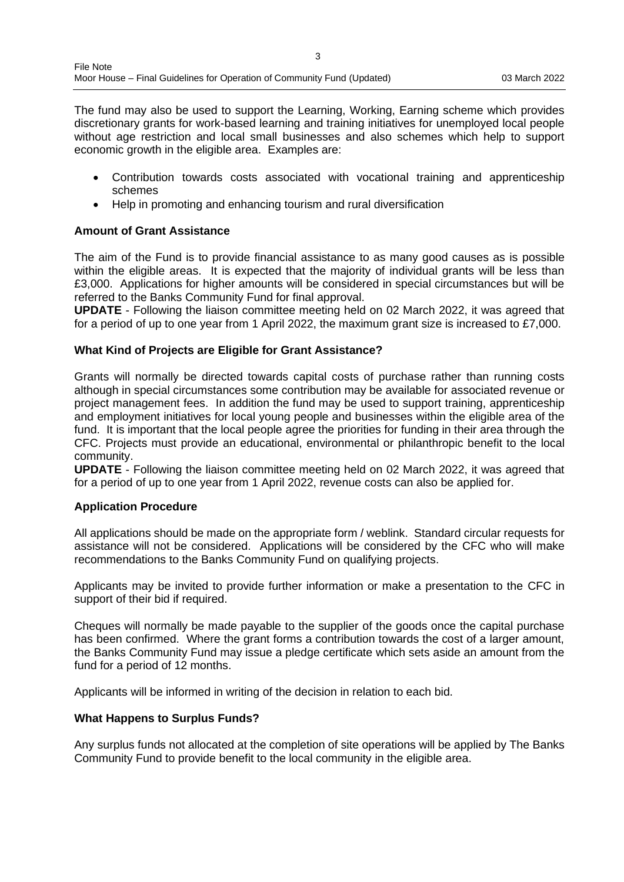The fund may also be used to support the Learning, Working, Earning scheme which provides discretionary grants for work-based learning and training initiatives for unemployed local people without age restriction and local small businesses and also schemes which help to support economic growth in the eligible area. Examples are:

- Contribution towards costs associated with vocational training and apprenticeship schemes
- Help in promoting and enhancing tourism and rural diversification

**Amount of Grant Assistance**

The aim of the Fund is to provide financial assistance to as many good causes as is possible within the eligible areas. It is expected that the majority of individual grants will be less than £3,000. Applications for higher amounts will be considered in special circumstances but will be referred to the Banks Community Fund for final approval.
**UPDATE** - Following the liaison committee meeting held on 02 March 2022, it was agreed that for a period of up to one year from 1 April 2022, the maximum grant size is increased to £7,000.

**What Kind of Projects are Eligible for Grant Assistance?**

Grants will normally be directed towards capital costs of purchase rather than running costs although in special circumstances some contribution may be available for associated revenue or project management fees. In addition the fund may be used to support training, apprenticeship and employment initiatives for local young people and businesses within the eligible area of the fund. It is important that the local people agree the priorities for funding in their area through the CFC. Projects must provide an educational, environmental or philanthropic benefit to the local community.
**UPDATE** - Following the liaison committee meeting held on 02 March 2022, it was agreed that for a period of up to one year from 1 April 2022, revenue costs can also be applied for.

**Application Procedure**

All applications should be made on the appropriate form / weblink. Standard circular requests for assistance will not be considered. Applications will be considered by the CFC who will make recommendations to the Banks Community Fund on qualifying projects.

Applicants may be invited to provide further information or make a presentation to the CFC in support of their bid if required.

Cheques will normally be made payable to the supplier of the goods once the capital purchase has been confirmed. Where the grant forms a contribution towards the cost of a larger amount, the Banks Community Fund may issue a pledge certificate which sets aside an amount from the fund for a period of 12 months.

Applicants will be informed in writing of the decision in relation to each bid.

**What Happens to Surplus Funds?**

Any surplus funds not allocated at the completion of site operations will be applied by The Banks Community Fund to provide benefit to the local community in the eligible area.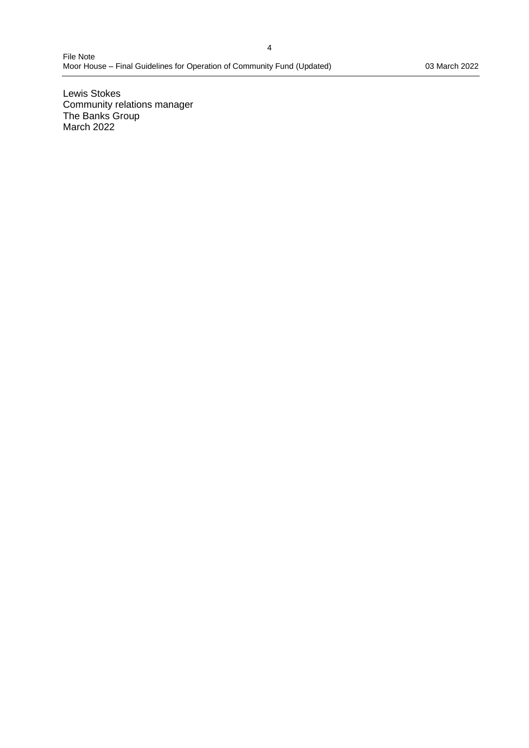Lewis Stokes
Community relations manager
The Banks Group
March 2022